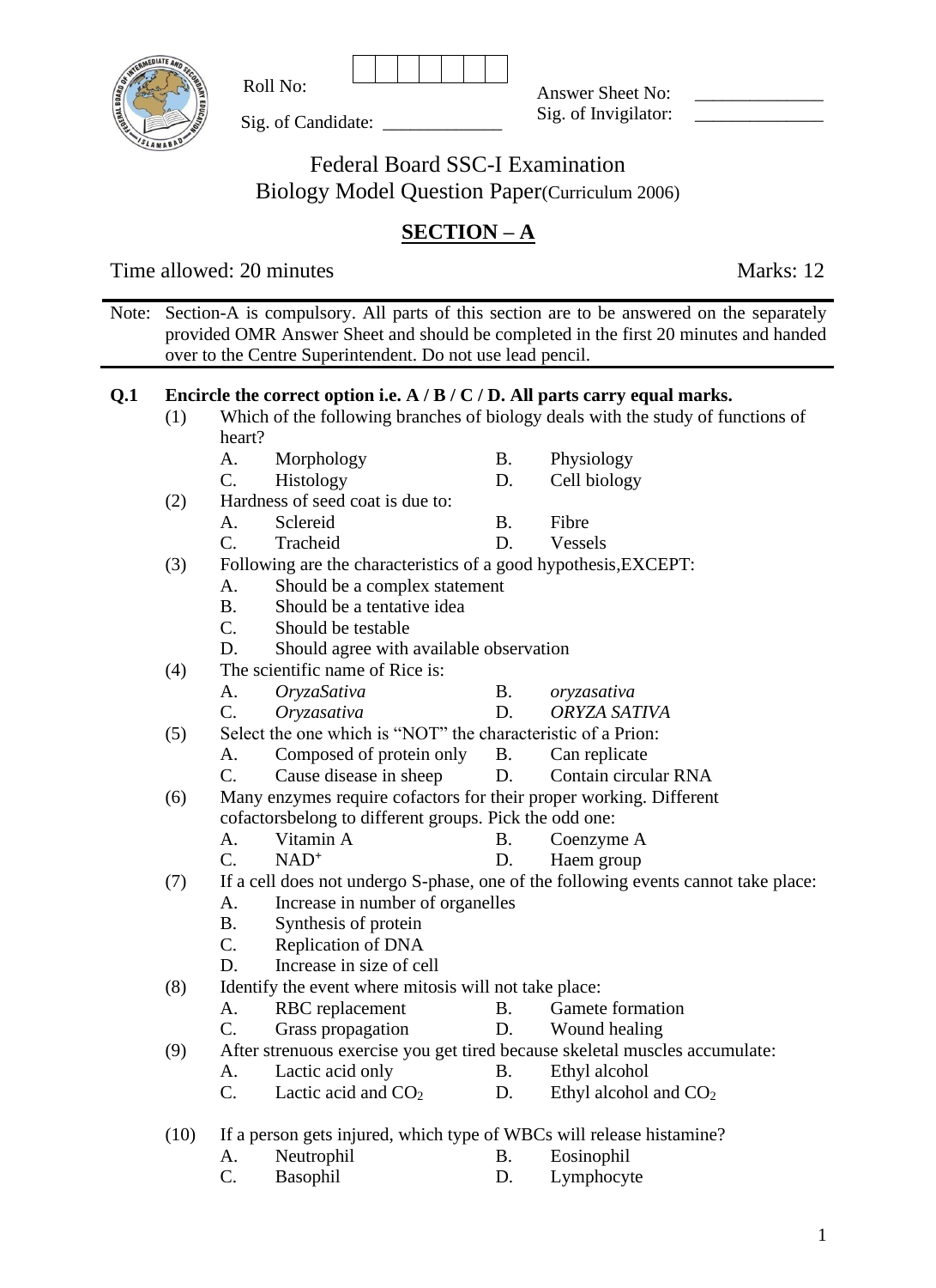Roll No: 

Sig. of Candidate: _____________

Answer Sheet No: ______________

Sig. of Invigilator: ______________

# Federal Board SSC-I Examination
## Biology Model Question Paper(Curriculum 2006)

## SECTION – A

Time allowed: 20 minutes Marks: 12

Note: Section-A is compulsory. All parts of this section are to be answered on the separately provided OMR Answer Sheet and should be completed in the first 20 minutes and handed over to the Centre Superintendent. Do not use lead pencil.

**Q.1 Encircle the correct option i.e. A / B / C / D. All parts carry equal marks.**

(1) Which of the following branches of biology deals with the study of functions of heart?
- A. Morphology
- B. Physiology
- C. Histology
- D. Cell biology

(2) Hardness of seed coat is due to:
- A. Sclereid
- B. Fibre
- C. Tracheid
- D. Vessels

(3) Following are the characteristics of a good hypothesis,EXCEPT:
- A. Should be a complex statement
- B. Should be a tentative idea
- C. Should be testable
- D. Should agree with available observation

(4) The scientific name of Rice is:
- A. *OryzaSativa*
- B. *oryzasativa*
- C. *Oryzasativa*
- D. *ORYZA SATIVA*

(5) Select the one which is "NOT" the characteristic of a Prion:
- A. Composed of protein only
- B. Can replicate
- C. Cause disease in sheep
- D. Contain circular RNA

(6) Many enzymes require cofactors for their proper working. Different cofactorsbelong to different groups. Pick the odd one:
- A. Vitamin A
- B. Coenzyme A
- C. $NAD^+$
- D. Haem group

(7) If a cell does not undergo S-phase, one of the following events cannot take place:
- A. Increase in number of organelles
- B. Synthesis of protein
- C. Replication of DNA
- D. Increase in size of cell

(8) Identify the event where mitosis will not take place:
- A. RBC replacement
- B. Gamete formation
- C. Grass propagation
- D. Wound healing

(9) After strenuous exercise you get tired because skeletal muscles accumulate:
- A. Lactic acid only
- B. Ethyl alcohol
- C. Lactic acid and $CO_2$
- D. Ethyl alcohol and $CO_2$

(10) If a person gets injured, which type of WBCs will release histamine?
- A. Neutrophil
- B. Eosinophil
- C. Basophil
- D. Lymphocyte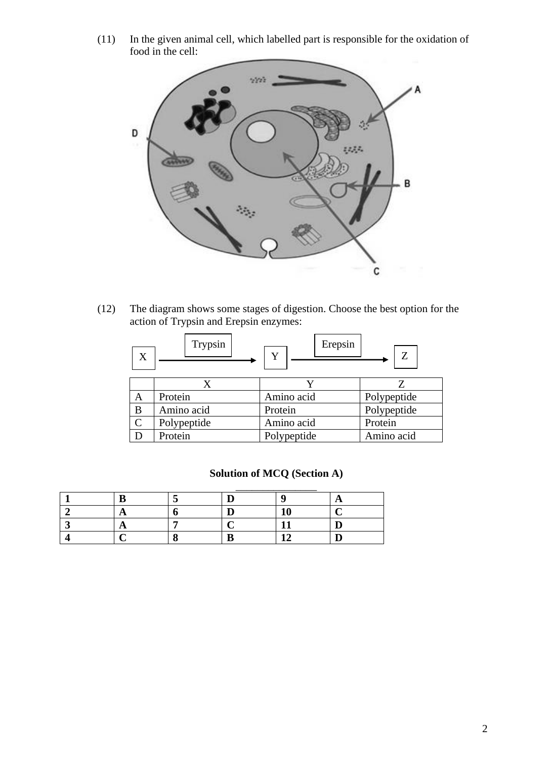(11) In the given animal cell, which labelled part is responsible for the oxidation of food in the cell:

(12) The diagram shows some stages of digestion. Choose the best option for the action of Trypsin and Erepsin enzymes:

X —Trypsin→ Y —Erepsin→ Z

| | X | Y | Z |
|---|---|---|---|
| A | Protein | Amino acid | Polypeptide |
| B | Amino acid | Protein | Polypeptide |
| C | Polypeptide | Amino acid | Protein |
| D | Protein | Polypeptide | Amino acid |

**Solution of MCQ (Section A)**

| **1** | **B** | **5** | **D** | **9** | **A** |
|---|---|---|---|---|---|
| **2** | **A** | **6** | **D** | **10** | **C** |
| **3** | **A** | **7** | **C** | **11** | **D** |
| **4** | **C** | **8** | **B** | **12** | **D** |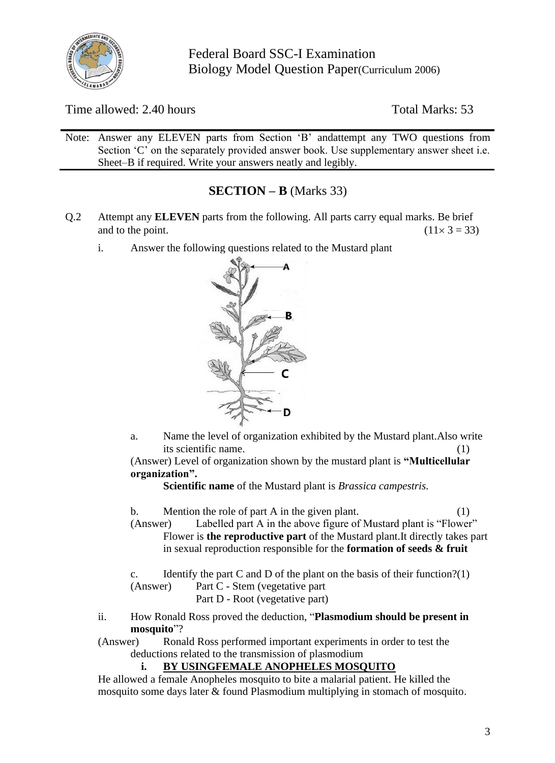Federal Board SSC-I Examination
Biology Model Question Paper(Curriculum 2006)

Time allowed: 2.40 hours  Total Marks: 53

Note: Answer any ELEVEN parts from Section 'B' andattempt any TWO questions from Section 'C' on the separately provided answer book. Use supplementary answer sheet i.e. Sheet–B if required. Write your answers neatly and legibly.

## SECTION – B (Marks 33)

Q.2 Attempt any **ELEVEN** parts from the following. All parts carry equal marks. Be brief and to the point. ($11 \times 3 = 33$)

i. Answer the following questions related to the Mustard plant

a. Name the level of organization exhibited by the Mustard plant.Also write its scientific name. (1)

(Answer) Level of organization shown by the mustard plant is **"Multicellular organization".**

**Scientific name** of the Mustard plant is *Brassica campestris.*

b. Mention the role of part A in the given plant. (1)

(Answer) Labelled part A in the above figure of Mustard plant is "Flower"
Flower is **the reproductive part** of the Mustard plant.It directly takes part in sexual reproduction responsible for the **formation of seeds & fruit**

c. Identify the part C and D of the plant on the basis of their function?(1)

(Answer) Part C - Stem (vegetative part
Part D - Root (vegetative part)

ii. How Ronald Ross proved the deduction, "**Plasmodium should be present in mosquito**"?

(Answer) Ronald Ross performed important experiments in order to test the deductions related to the transmission of plasmodium

**i. <u>BY USINGFEMALE ANOPHELES MOSQUITO</u>**

He allowed a female Anopheles mosquito to bite a malarial patient. He killed the mosquito some days later & found Plasmodium multiplying in stomach of mosquito.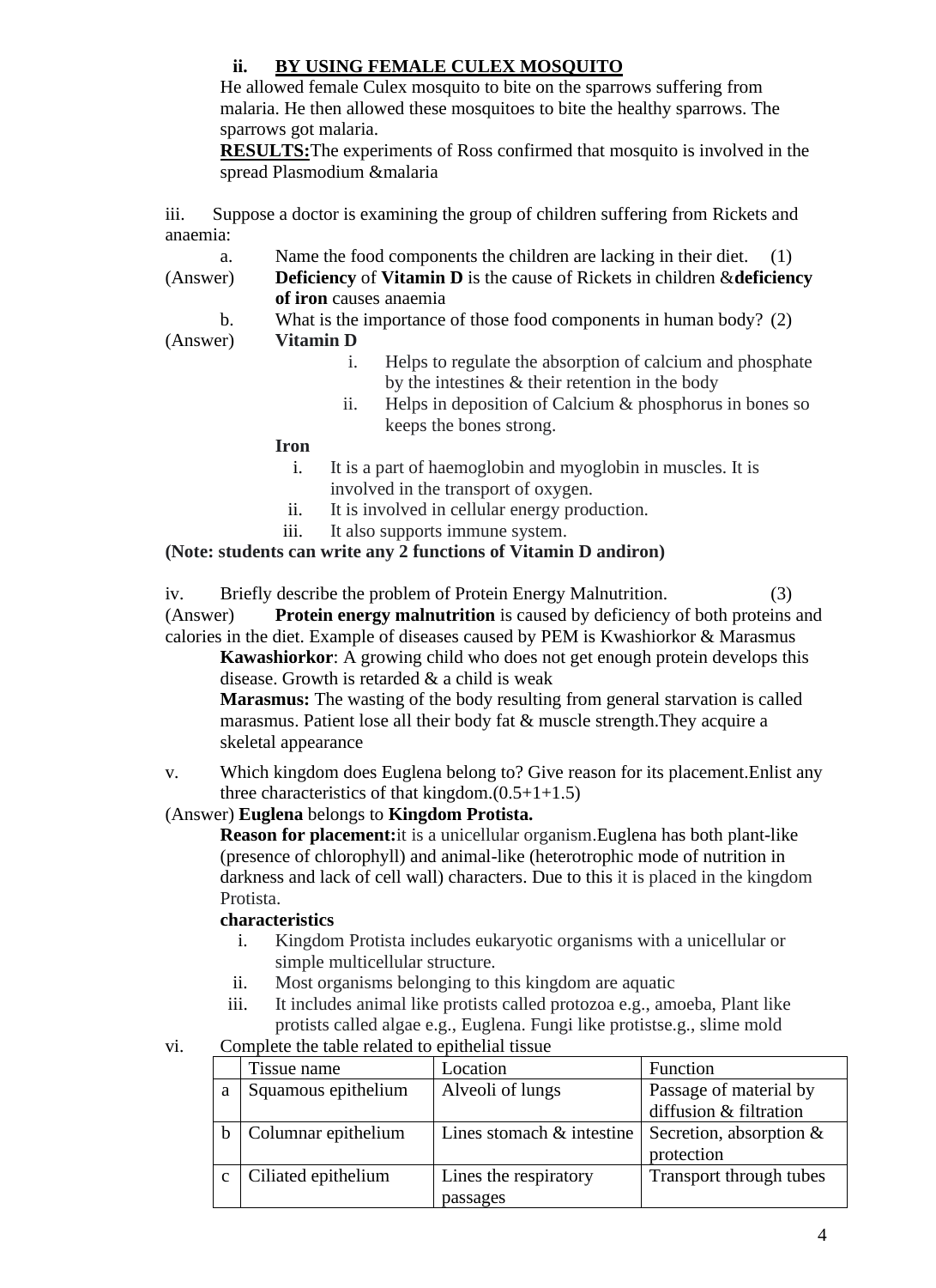**ii. BY USING FEMALE CULEX MOSQUITO**

He allowed female Culex mosquito to bite on the sparrows suffering from malaria. He then allowed these mosquitoes to bite the healthy sparrows. The sparrows got malaria.

**RESULTS:**The experiments of Ross confirmed that mosquito is involved in the spread Plasmodium &malaria

iii. Suppose a doctor is examining the group of children suffering from Rickets and anaemia:

a. Name the food components the children are lacking in their diet. (1)

(Answer) **Deficiency** of **Vitamin D** is the cause of Rickets in children &**deficiency of iron** causes anaemia

b. What is the importance of those food components in human body? (2)

(Answer) **Vitamin D**

i. Helps to regulate the absorption of calcium and phosphate by the intestines & their retention in the body
ii. Helps in deposition of Calcium & phosphorus in bones so keeps the bones strong.

**Iron**

i. It is a part of haemoglobin and myoglobin in muscles. It is involved in the transport of oxygen.
ii. It is involved in cellular energy production.
iii. It also supports immune system.

**(Note: students can write any 2 functions of Vitamin D andiron)**

iv. Briefly describe the problem of Protein Energy Malnutrition. (3)

(Answer) **Protein energy malnutrition** is caused by deficiency of both proteins and calories in the diet. Example of diseases caused by PEM is Kwashiorkor & Marasmus

**Kawashiorkor**: A growing child who does not get enough protein develops this disease. Growth is retarded & a child is weak

**Marasmus:** The wasting of the body resulting from general starvation is called marasmus. Patient lose all their body fat & muscle strength.They acquire a skeletal appearance

v. Which kingdom does Euglena belong to? Give reason for its placement.Enlist any three characteristics of that kingdom.(0.5+1+1.5)

(Answer) **Euglena** belongs to **Kingdom Protista.**

**Reason for placement:**it is a unicellular organism.Euglena has both plant-like (presence of chlorophyll) and animal-like (heterotrophic mode of nutrition in darkness and lack of cell wall) characters. Due to this it is placed in the kingdom Protista.

**characteristics**

i. Kingdom Protista includes eukaryotic organisms with a unicellular or simple multicellular structure.
ii. Most organisms belonging to this kingdom are aquatic
iii. It includes animal like protists called protozoa e.g., amoeba, Plant like protists called algae e.g., Euglena. Fungi like protistse.g., slime mold

vi. Complete the table related to epithelial tissue

| | Tissue name | Location | Function |
|---|---|---|---|
| a | Squamous epithelium | Alveoli of lungs | Passage of material by diffusion & filtration |
| b | Columnar epithelium | Lines stomach & intestine | Secretion, absorption & protection |
| c | Ciliated epithelium | Lines the respiratory passages | Transport through tubes |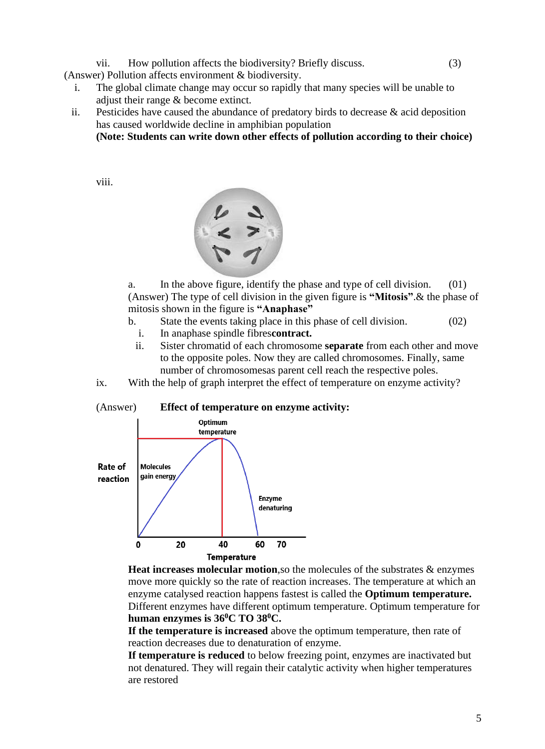vii. How pollution affects the biodiversity? Briefly discuss. (3)

(Answer) Pollution affects environment & biodiversity.

i. The global climate change may occur so rapidly that many species will be unable to adjust their range & become extinct.

ii. Pesticides have caused the abundance of predatory birds to decrease & acid deposition has caused worldwide decline in amphibian population

**(Note: Students can write down other effects of pollution according to their choice)**

viii.

a. In the above figure, identify the phase and type of cell division. (01)

(Answer) The type of cell division in the given figure is **"Mitosis"**.& the phase of mitosis shown in the figure is **"Anaphase"**

b. State the events taking place in this phase of cell division. (02)

i. In anaphase spindle fibres**contract.**

ii. Sister chromatid of each chromosome **separate** from each other and move to the opposite poles. Now they are called chromosomes. Finally, same number of chromosomesas parent cell reach the respective poles.

ix. With the help of graph interpret the effect of temperature on enzyme activity?

(Answer) **Effect of temperature on enzyme activity:**

**Heat increases molecular motion**,so the molecules of the substrates & enzymes move more quickly so the rate of reaction increases. The temperature at which an enzyme catalysed reaction happens fastest is called the **Optimum temperature.** Different enzymes have different optimum temperature. Optimum temperature for **human enzymes is $36^0$C TO $38^0$C.**

**If the temperature is increased** above the optimum temperature, then rate of reaction decreases due to denaturation of enzyme.

**If temperature is reduced** to below freezing point, enzymes are inactivated but not denatured. They will regain their catalytic activity when higher temperatures are restored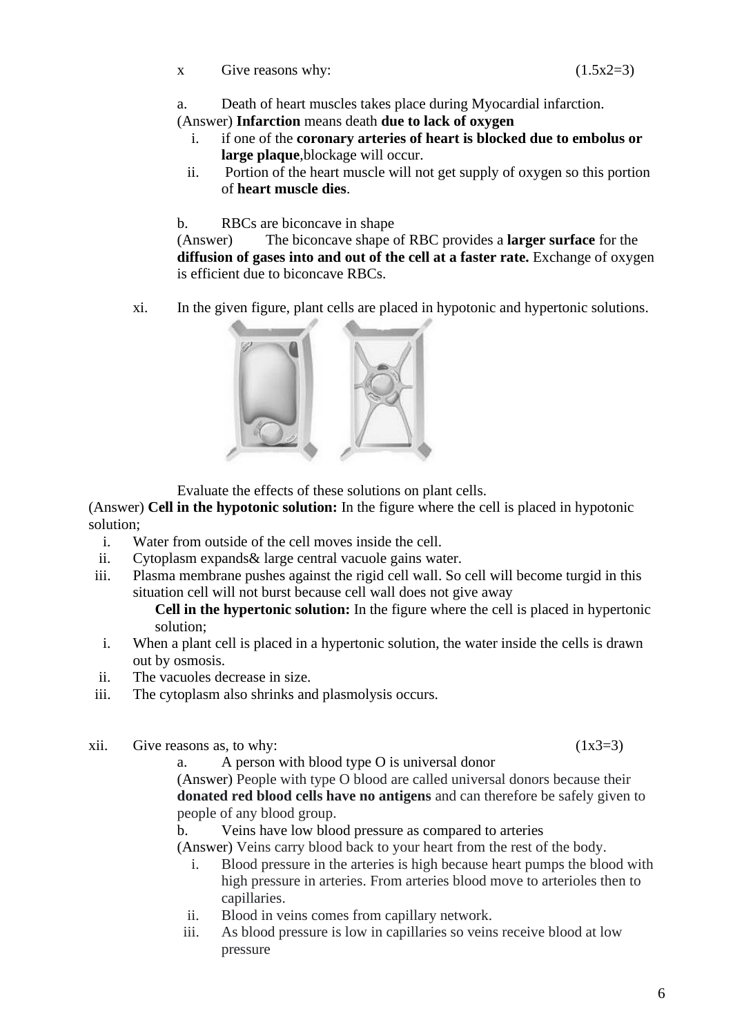x Give reasons why: (1.5x2=3)

a. Death of heart muscles takes place during Myocardial infarction.

(Answer) **Infarction** means death **due to lack of oxygen**

i. if one of the **coronary arteries of heart is blocked due to embolus or large plaque**,blockage will occur.
ii. Portion of the heart muscle will not get supply of oxygen so this portion of **heart muscle dies**.

b. RBCs are biconcave in shape

(Answer) The biconcave shape of RBC provides a **larger surface** for the **diffusion of gases into and out of the cell at a faster rate.** Exchange of oxygen is efficient due to biconcave RBCs.

xi. In the given figure, plant cells are placed in hypotonic and hypertonic solutions.

Evaluate the effects of these solutions on plant cells.

(Answer) **Cell in the hypotonic solution:** In the figure where the cell is placed in hypotonic solution;

i. Water from outside of the cell moves inside the cell.
ii. Cytoplasm expands& large central vacuole gains water.
iii. Plasma membrane pushes against the rigid cell wall. So cell will become turgid in this situation cell will not burst because cell wall does not give away

**Cell in the hypertonic solution:** In the figure where the cell is placed in hypertonic solution;

i. When a plant cell is placed in a hypertonic solution, the water inside the cells is drawn out by osmosis.
ii. The vacuoles decrease in size.
iii. The cytoplasm also shrinks and plasmolysis occurs.

xii. Give reasons as, to why: (1x3=3)

a. A person with blood type O is universal donor

(Answer) People with type O blood are called universal donors because their **donated red blood cells have no antigens** and can therefore be safely given to people of any blood group.

b. Veins have low blood pressure as compared to arteries

(Answer) Veins carry blood back to your heart from the rest of the body.

i. Blood pressure in the arteries is high because heart pumps the blood with high pressure in arteries. From arteries blood move to arterioles then to capillaries.
ii. Blood in veins comes from capillary network.
iii. As blood pressure is low in capillaries so veins receive blood at low pressure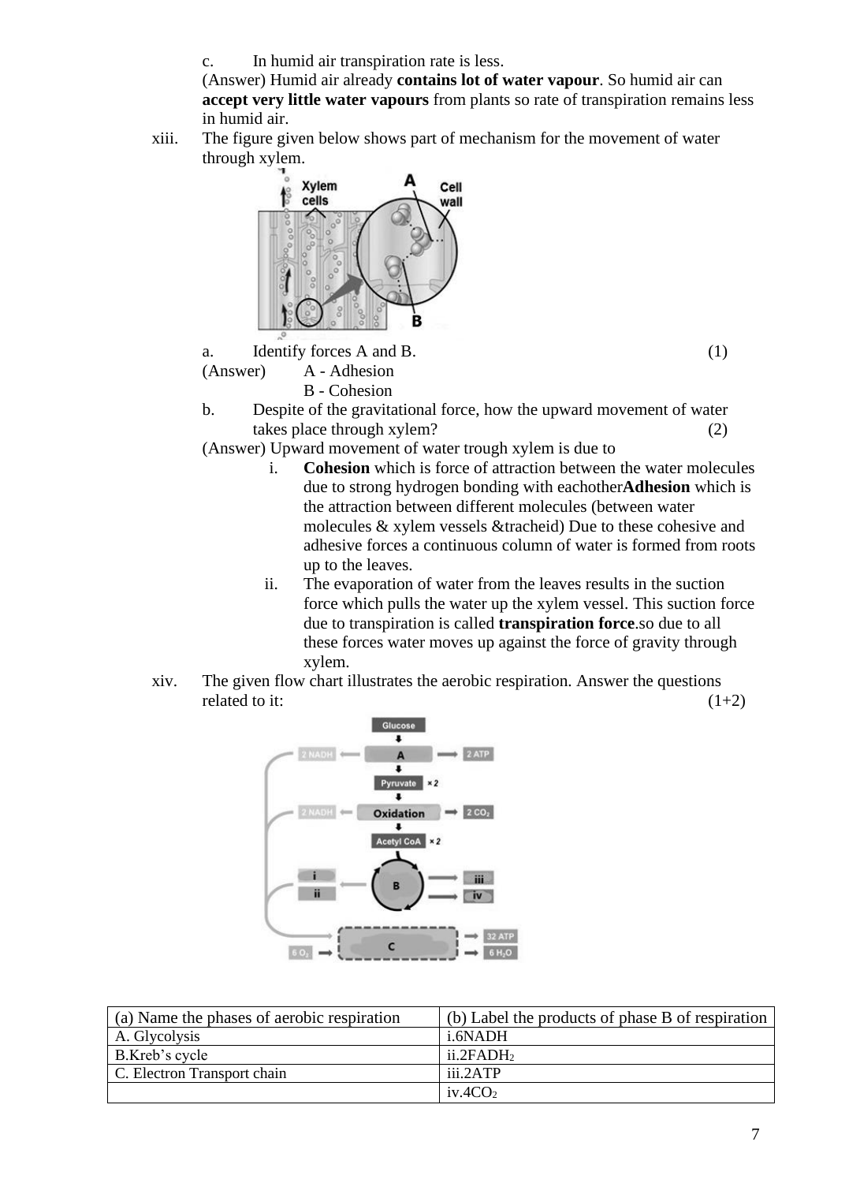c. In humid air transpiration rate is less.

(Answer) Humid air already **contains lot of water vapour**. So humid air can **accept very little water vapours** from plants so rate of transpiration remains less in humid air.

xiii. The figure given below shows part of mechanism for the movement of water through xylem.

a. Identify forces A and B. (1)

(Answer) A - Adhesion

B - Cohesion

b. Despite of the gravitational force, how the upward movement of water takes place through xylem? (2)

(Answer) Upward movement of water trough xylem is due to

i. **Cohesion** which is force of attraction between the water molecules due to strong hydrogen bonding with eachother**Adhesion** which is the attraction between different molecules (between water molecules & xylem vessels &tracheid) Due to these cohesive and adhesive forces a continuous column of water is formed from roots up to the leaves.

ii. The evaporation of water from the leaves results in the suction force which pulls the water up the xylem vessel. This suction force due to transpiration is called **transpiration force**.so due to all these forces water moves up against the force of gravity through xylem.

xiv. The given flow chart illustrates the aerobic respiration. Answer the questions related to it: (1+2)

| (a) Name the phases of aerobic respiration | (b) Label the products of phase B of respiration |
|---|---|
| A. Glycolysis | i.6NADH |
| B.Kreb's cycle | ii.2$FADH_2$ |
| C. Electron Transport chain | iii.2ATP |
| | iv.4$CO_2$ |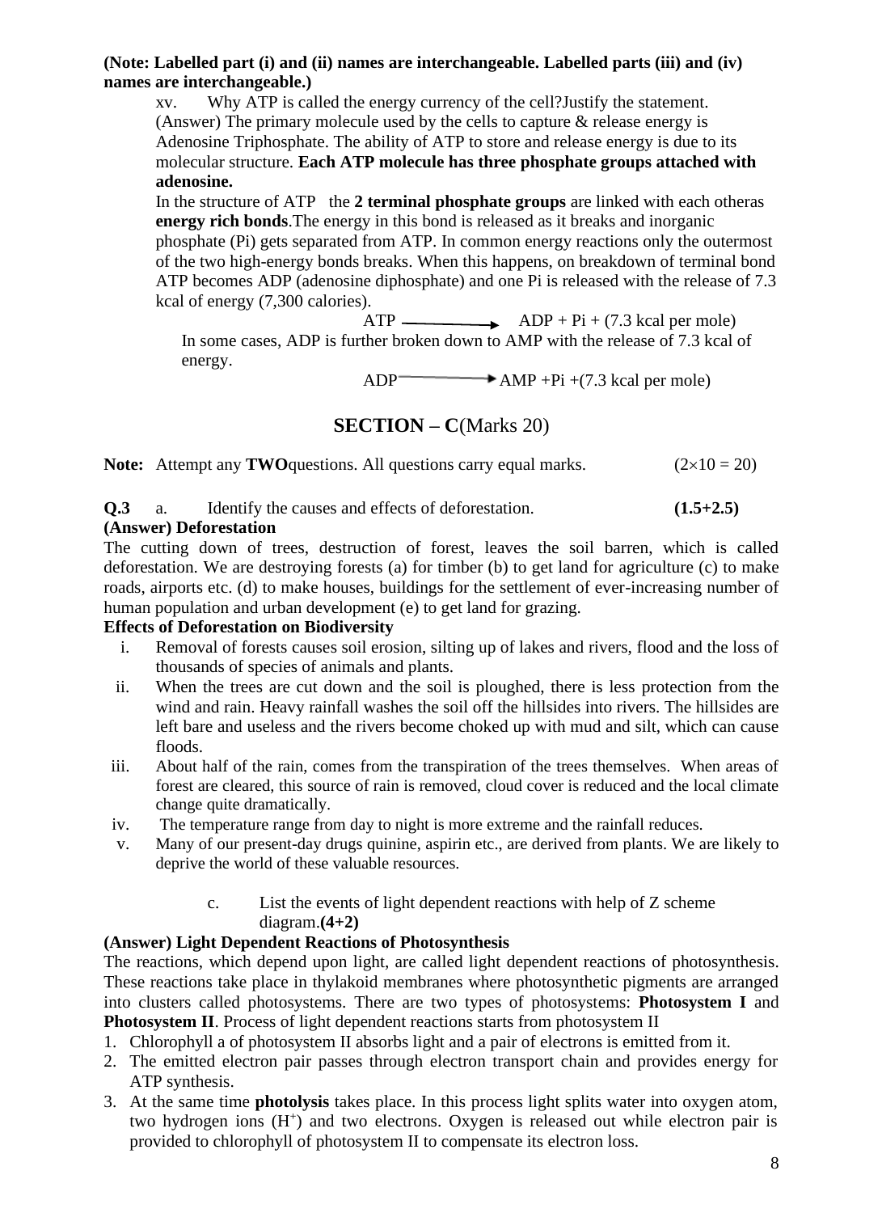**(Note: Labelled part (i) and (ii) names are interchangeable. Labelled parts (iii) and (iv) names are interchangeable.)**

xv. Why ATP is called the energy currency of the cell?Justify the statement.

(Answer) The primary molecule used by the cells to capture & release energy is Adenosine Triphosphate. The ability of ATP to store and release energy is due to its molecular structure. **Each ATP molecule has three phosphate groups attached with adenosine.**

In the structure of ATP the **2 terminal phosphate groups** are linked with each otheras **energy rich bonds**.The energy in this bond is released as it breaks and inorganic phosphate (Pi) gets separated from ATP. In common energy reactions only the outermost of the two high-energy bonds breaks. When this happens, on breakdown of terminal bond ATP becomes ADP (adenosine diphosphate) and one Pi is released with the release of 7.3 kcal of energy (7,300 calories).

$$ATP \longrightarrow ADP + Pi + (7.3 \text{ kcal per mole})$$

In some cases, ADP is further broken down to AMP with the release of 7.3 kcal of energy.

$$ADP \longrightarrow AMP + Pi + (7.3 \text{ kcal per mole})$$

## SECTION – C(Marks 20)

**Note:** Attempt any **TWO**questions. All questions carry equal marks. $(2\times10 = 20)$

**Q.3** a. Identify the causes and effects of deforestation. **(1.5+2.5)**

**(Answer) Deforestation**

The cutting down of trees, destruction of forest, leaves the soil barren, which is called deforestation. We are destroying forests (a) for timber (b) to get land for agriculture (c) to make roads, airports etc. (d) to make houses, buildings for the settlement of ever-increasing number of human population and urban development (e) to get land for grazing.

**Effects of Deforestation on Biodiversity**

i. Removal of forests causes soil erosion, silting up of lakes and rivers, flood and the loss of thousands of species of animals and plants.
ii. When the trees are cut down and the soil is ploughed, there is less protection from the wind and rain. Heavy rainfall washes the soil off the hillsides into rivers. The hillsides are left bare and useless and the rivers become choked up with mud and silt, which can cause floods.
iii. About half of the rain, comes from the transpiration of the trees themselves. When areas of forest are cleared, this source of rain is removed, cloud cover is reduced and the local climate change quite dramatically.
iv. The temperature range from day to night is more extreme and the rainfall reduces.
v. Many of our present-day drugs quinine, aspirin etc., are derived from plants. We are likely to deprive the world of these valuable resources.

c. List the events of light dependent reactions with help of Z scheme diagram.**(4+2)**

**(Answer) Light Dependent Reactions of Photosynthesis**

The reactions, which depend upon light, are called light dependent reactions of photosynthesis. These reactions take place in thylakoid membranes where photosynthetic pigments are arranged into clusters called photosystems. There are two types of photosystems: **Photosystem I** and **Photosystem II**. Process of light dependent reactions starts from photosystem II

1. Chlorophyll a of photosystem II absorbs light and a pair of electrons is emitted from it.
2. The emitted electron pair passes through electron transport chain and provides energy for ATP synthesis.
3. At the same time **photolysis** takes place. In this process light splits water into oxygen atom, two hydrogen ions ($H^+$) and two electrons. Oxygen is released out while electron pair is provided to chlorophyll of photosystem II to compensate its electron loss.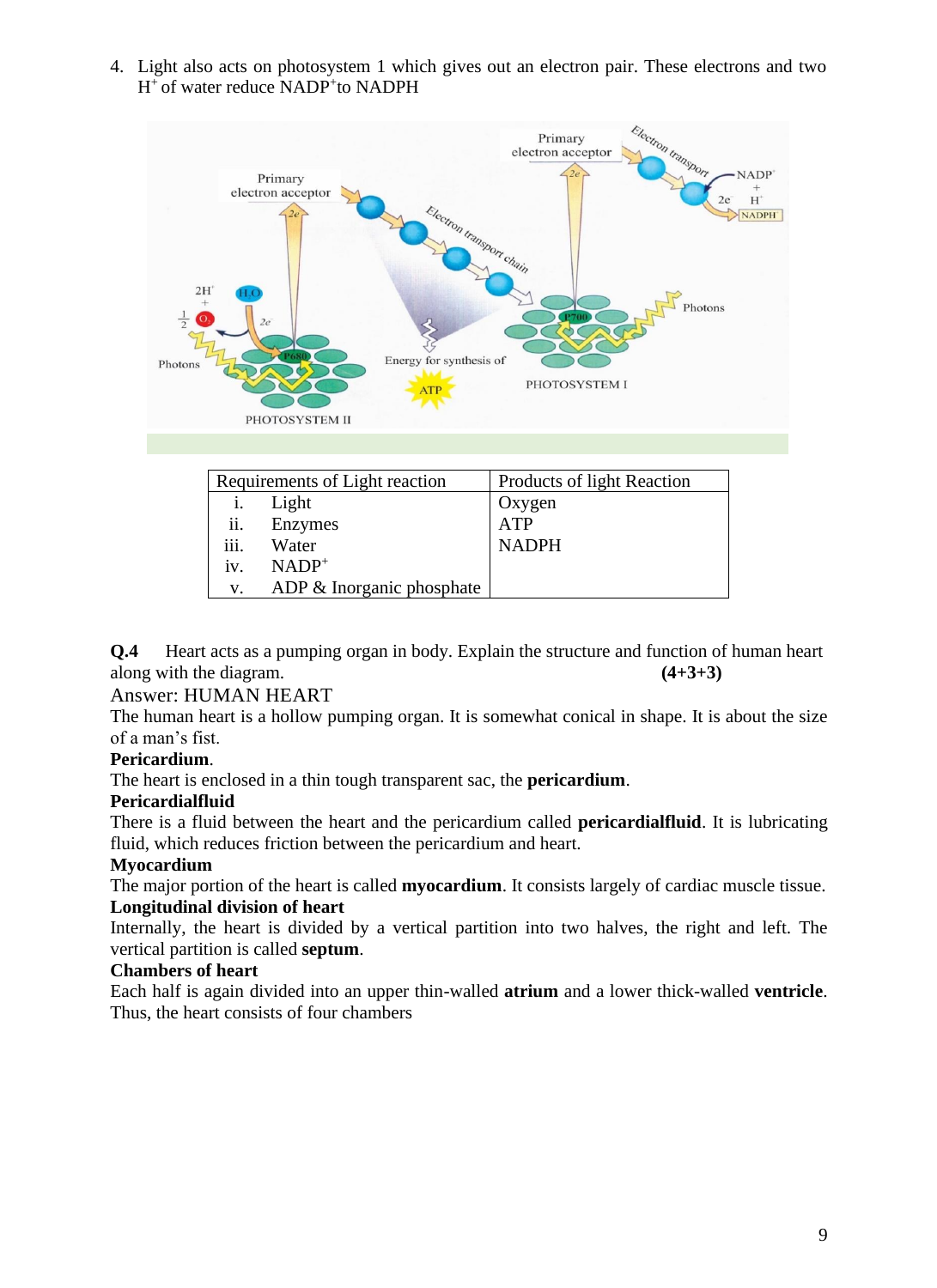4. Light also acts on photosystem 1 which gives out an electron pair. These electrons and two $H^+$ of water reduce $NADP^+$ to NADPH

| Requirements of Light reaction | Products of light Reaction |
|---|---|
| i. Light | Oxygen |
| ii. Enzymes | ATP |
| iii. Water | NADPH |
| iv. $NADP^+$ | |
| v. ADP & Inorganic phosphate | |

**Q.4** Heart acts as a pumping organ in body. Explain the structure and function of human heart along with the diagram. **(4+3+3)**

Answer: HUMAN HEART

The human heart is a hollow pumping organ. It is somewhat conical in shape. It is about the size of a man's fist.

**Pericardium**.

The heart is enclosed in a thin tough transparent sac, the **pericardium**.

**Pericardialfluid**

There is a fluid between the heart and the pericardium called **pericardialfluid**. It is lubricating fluid, which reduces friction between the pericardium and heart.

**Myocardium**

The major portion of the heart is called **myocardium**. It consists largely of cardiac muscle tissue.

**Longitudinal division of heart**

Internally, the heart is divided by a vertical partition into two halves, the right and left. The vertical partition is called **septum**.

**Chambers of heart**

Each half is again divided into an upper thin-walled **atrium** and a lower thick-walled **ventricle**. Thus, the heart consists of four chambers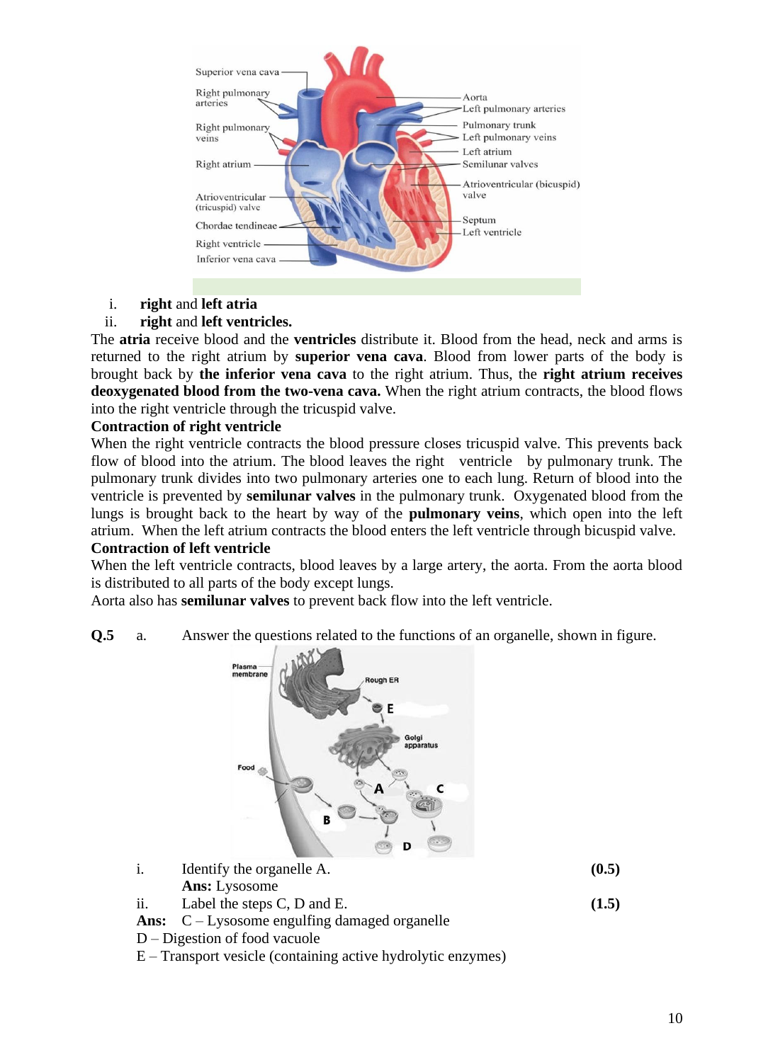i. **right** and **left atria**

ii. **right** and **left ventricles.**

The **atria** receive blood and the **ventricles** distribute it. Blood from the head, neck and arms is returned to the right atrium by **superior vena cava**. Blood from lower parts of the body is brought back by **the inferior vena cava** to the right atrium. Thus, the **right atrium receives deoxygenated blood from the two-vena cava.** When the right atrium contracts, the blood flows into the right ventricle through the tricuspid valve.

**Contraction of right ventricle**

When the right ventricle contracts the blood pressure closes tricuspid valve. This prevents back flow of blood into the atrium. The blood leaves the right ventricle by pulmonary trunk. The pulmonary trunk divides into two pulmonary arteries one to each lung. Return of blood into the ventricle is prevented by **semilunar valves** in the pulmonary trunk. Oxygenated blood from the lungs is brought back to the heart by way of the **pulmonary veins**, which open into the left atrium. When the left atrium contracts the blood enters the left ventricle through bicuspid valve.

**Contraction of left ventricle**

When the left ventricle contracts, blood leaves by a large artery, the aorta. From the aorta blood is distributed to all parts of the body except lungs.

Aorta also has **semilunar valves** to prevent back flow into the left ventricle.

**Q.5** a. Answer the questions related to the functions of an organelle, shown in figure.

i. Identify the organelle A. **(0.5)**

**Ans:** Lysosome

ii. Label the steps C, D and E. **(1.5)**

**Ans:** C – Lysosome engulfing damaged organelle

D – Digestion of food vacuole

E – Transport vesicle (containing active hydrolytic enzymes)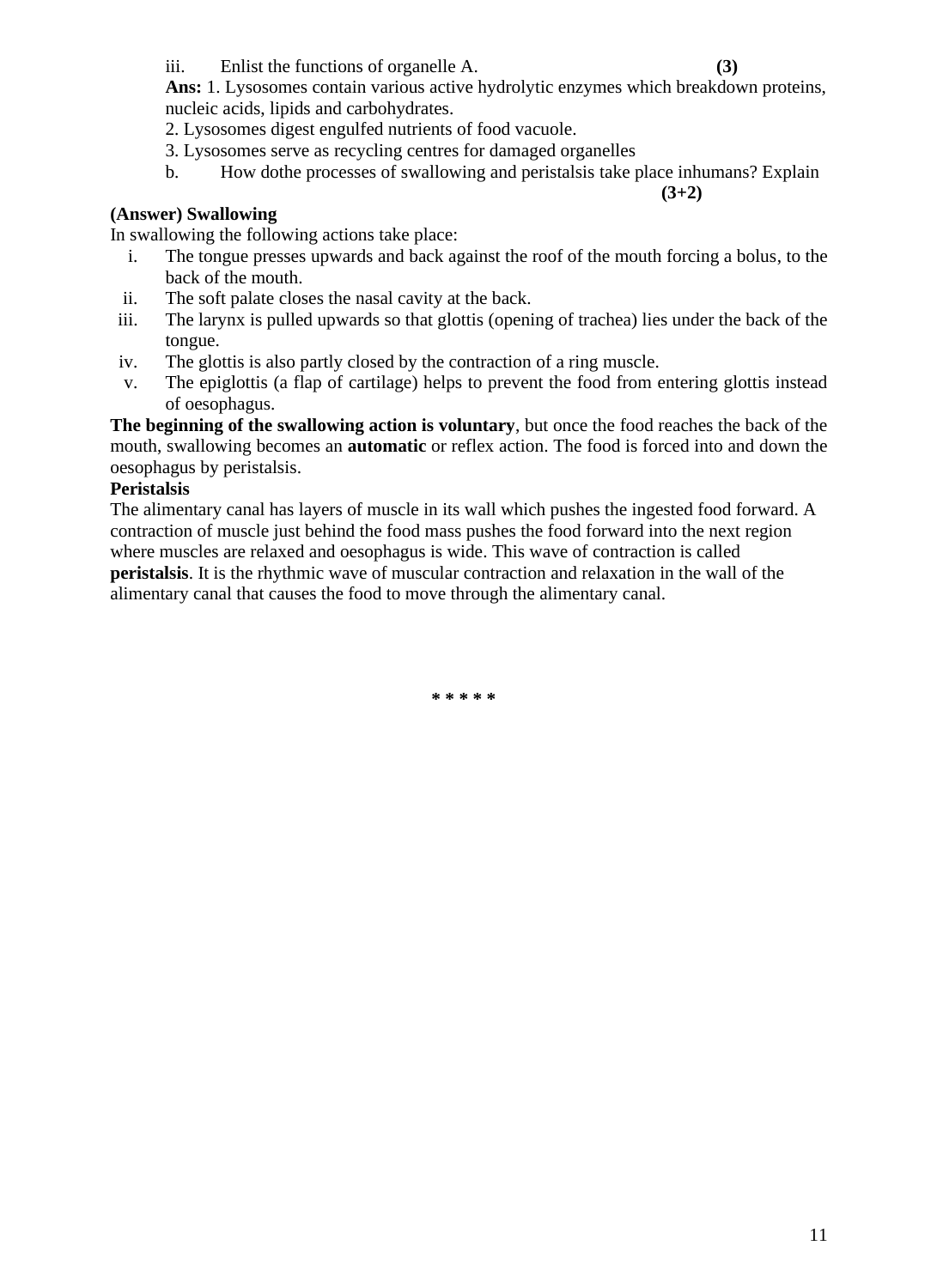iii. Enlist the functions of organelle A. **(3)**

**Ans:** 1. Lysosomes contain various active hydrolytic enzymes which breakdown proteins, nucleic acids, lipids and carbohydrates.

2. Lysosomes digest engulfed nutrients of food vacuole.

3. Lysosomes serve as recycling centres for damaged organelles

b. How dothe processes of swallowing and peristalsis take place inhumans? Explain **(3+2)**

**(Answer) Swallowing**

In swallowing the following actions take place:

i. The tongue presses upwards and back against the roof of the mouth forcing a bolus, to the back of the mouth.
ii. The soft palate closes the nasal cavity at the back.
iii. The larynx is pulled upwards so that glottis (opening of trachea) lies under the back of the tongue.
iv. The glottis is also partly closed by the contraction of a ring muscle.
v. The epiglottis (a flap of cartilage) helps to prevent the food from entering glottis instead of oesophagus.

**The beginning of the swallowing action is voluntary**, but once the food reaches the back of the mouth, swallowing becomes an **automatic** or reflex action. The food is forced into and down the oesophagus by peristalsis.

**Peristalsis**

The alimentary canal has layers of muscle in its wall which pushes the ingested food forward. A contraction of muscle just behind the food mass pushes the food forward into the next region where muscles are relaxed and oesophagus is wide. This wave of contraction is called **peristalsis**. It is the rhythmic wave of muscular contraction and relaxation in the wall of the alimentary canal that causes the food to move through the alimentary canal.

**\* \* \* \* \***